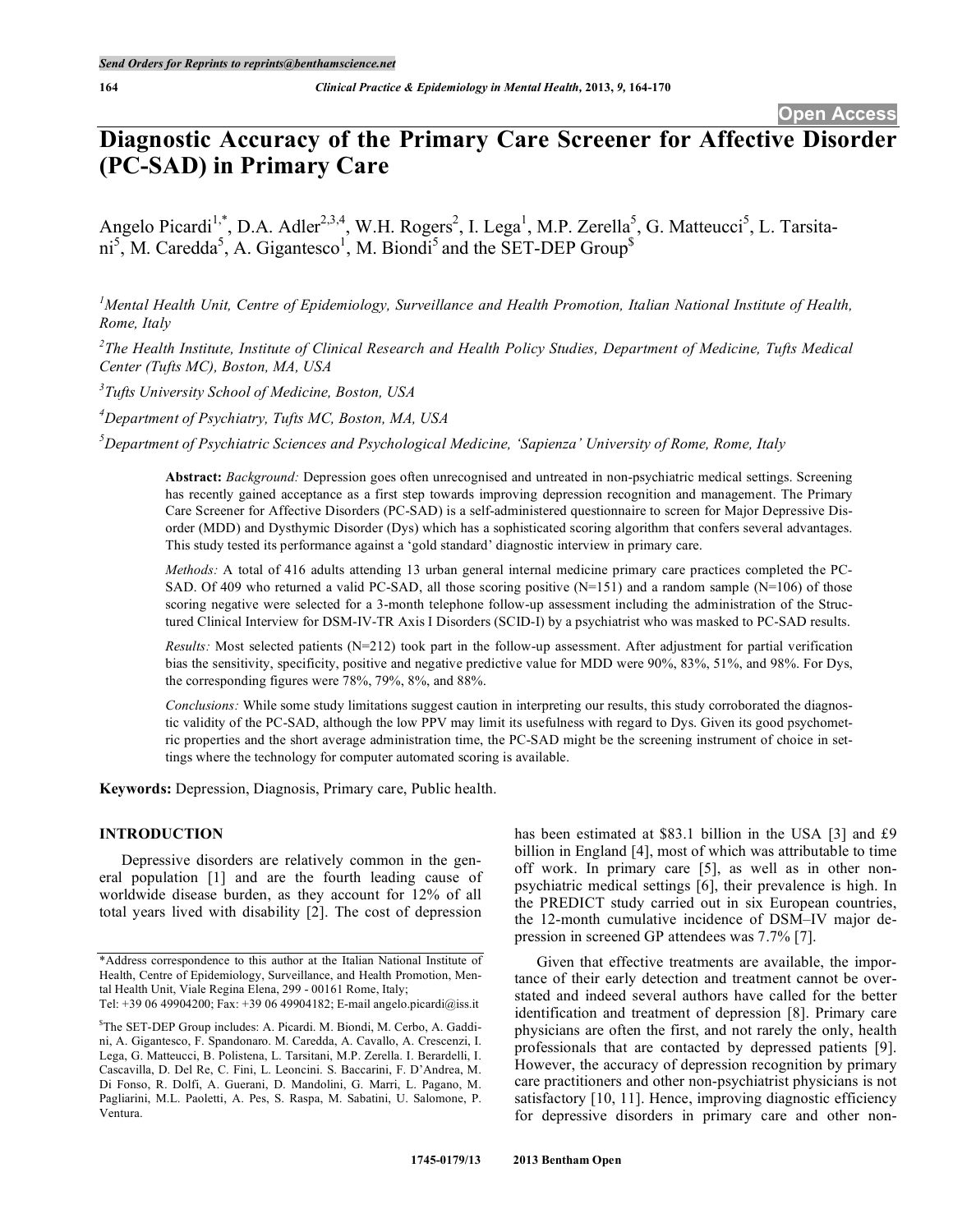# Diagnostic Accuracy of the Primary Care Screener for Affective Disorder (PC-SAD) in Primary Care

Angelo Picardi[1,*], D.A. Adler[2,3,4], W.H. Rogers[2], I. Lega[1], M.P. Zerella[5], G. Matteucci[5], L. Tarsitani[5], M. Caredda[5], A. Gigantesco[1], M. Biondi[5] and the SET-DEP Group[$]

[1]Mental Health Unit, Centre of Epidemiology, Surveillance and Health Promotion, Italian National Institute of Health, Rome, Italy

[2]The Health Institute, Institute of Clinical Research and Health Policy Studies, Department of Medicine, Tufts Medical Center (Tufts MC), Boston, MA, USA

[3]Tufts University School of Medicine, Boston, USA

[4]Department of Psychiatry, Tufts MC, Boston, MA, USA

[5]Department of Psychiatric Sciences and Psychological Medicine, 'Sapienza' University of Rome, Rome, Italy

**Abstract:** *Background:* Depression goes often unrecognised and untreated in non-psychiatric medical settings. Screening has recently gained acceptance as a first step towards improving depression recognition and management. The Primary Care Screener for Affective Disorders (PC-SAD) is a self-administered questionnaire to screen for Major Depressive Disorder (MDD) and Dysthymic Disorder (Dys) which has a sophisticated scoring algorithm that confers several advantages. This study tested its performance against a 'gold standard' diagnostic interview in primary care.

*Methods:* A total of 416 adults attending 13 urban general internal medicine primary care practices completed the PC-SAD. Of 409 who returned a valid PC-SAD, all those scoring positive (N=151) and a random sample (N=106) of those scoring negative were selected for a 3-month telephone follow-up assessment including the administration of the Structured Clinical Interview for DSM-IV-TR Axis I Disorders (SCID-I) by a psychiatrist who was masked to PC-SAD results.

*Results:* Most selected patients (N=212) took part in the follow-up assessment. After adjustment for partial verification bias the sensitivity, specificity, positive and negative predictive value for MDD were 90%, 83%, 51%, and 98%. For Dys, the corresponding figures were 78%, 79%, 8%, and 88%.

*Conclusions:* While some study limitations suggest caution in interpreting our results, this study corroborated the diagnostic validity of the PC-SAD, although the low PPV may limit its usefulness with regard to Dys. Given its good psychometric properties and the short average administration time, the PC-SAD might be the screening instrument of choice in settings where the technology for computer automated scoring is available.

**Keywords:** Depression, Diagnosis, Primary care, Public health.

## INTRODUCTION

Depressive disorders are relatively common in the general population [1] and are the fourth leading cause of worldwide disease burden, as they account for 12% of all total years lived with disability [2]. The cost of depression has been estimated at $83.1 billion in the USA [3] and £9 billion in England [4], most of which was attributable to time off work. In primary care [5], as well as in other non-psychiatric medical settings [6], their prevalence is high. In the PREDICT study carried out in six European countries, the 12-month cumulative incidence of DSM–IV major depression in screened GP attendees was 7.7% [7].

Given that effective treatments are available, the importance of their early detection and treatment cannot be overstated and indeed several authors have called for the better identification and treatment of depression [8]. Primary care physicians are often the first, and not rarely the only, health professionals that are contacted by depressed patients [9]. However, the accuracy of depression recognition by primary care practitioners and other non-psychiatrist physicians is not satisfactory [10, 11]. Hence, improving diagnostic efficiency for depressive disorders in primary care and other non-

*Address correspondence to this author at the Italian National Institute of Health, Centre of Epidemiology, Surveillance, and Health Promotion, Mental Health Unit, Viale Regina Elena, 299 - 00161 Rome, Italy; Tel: +39 06 49904200; Fax: +39 06 49904182; E-mail angelo.picardi@iss.it

[$]The SET-DEP Group includes: A. Picardi. M. Biondi, M. Cerbo, A. Gaddini, A. Gigantesco, F. Spandonaro. M. Caredda, A. Cavallo, A. Crescenzi, I. Lega, G. Matteucci, B. Polistena, L. Tarsitani, M.P. Zerella. I. Berardelli, I. Cascavilla, D. Del Re, C. Fini, L. Leoncini. S. Baccarini, F. D'Andrea, M. Di Fonso, R. Dolfi, A. Guerani, D. Mandolini, G. Marri, L. Pagano, M. Pagliarini, M.L. Paoletti, A. Pes, S. Raspa, M. Sabatini, U. Salomone, P. Ventura.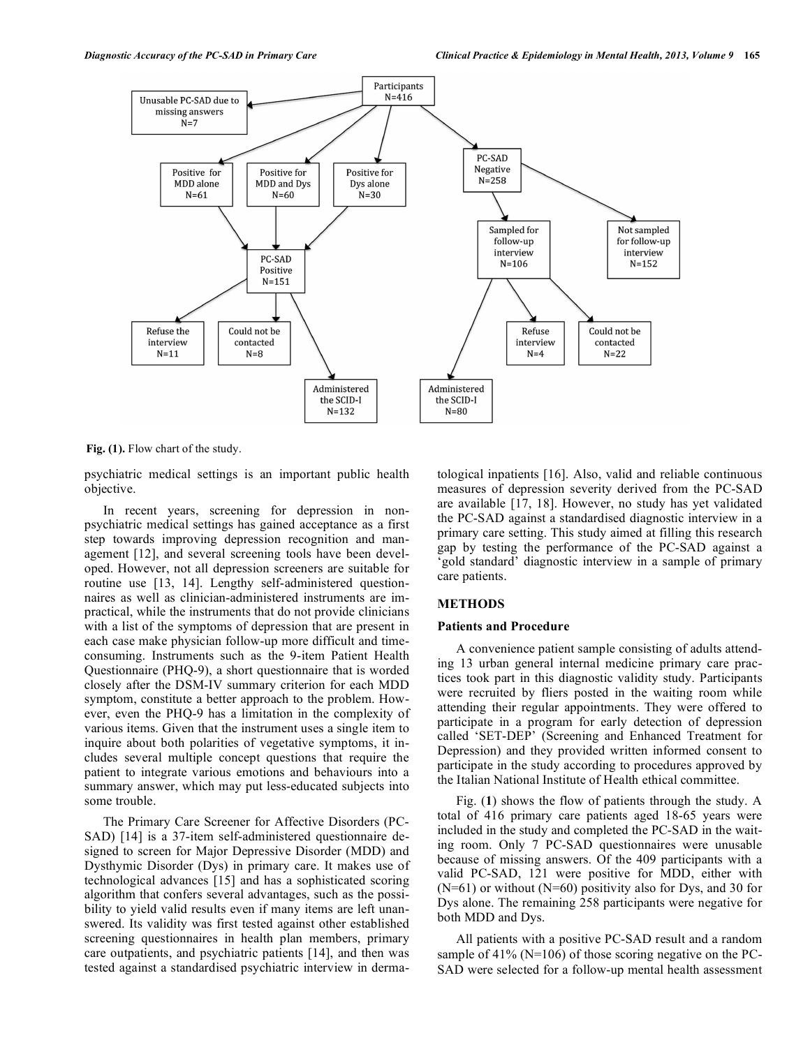Fig. (1). Flow chart of the study.

psychiatric medical settings is an important public health objective.

In recent years, screening for depression in non-psychiatric medical settings has gained acceptance as a first step towards improving depression recognition and management [12], and several screening tools have been developed. However, not all depression screeners are suitable for routine use [13, 14]. Lengthy self-administered questionnaires as well as clinician-administered instruments are impractical, while the instruments that do not provide clinicians with a list of the symptoms of depression that are present in each case make physician follow-up more difficult and time-consuming. Instruments such as the 9-item Patient Health Questionnaire (PHQ-9), a short questionnaire that is worded closely after the DSM-IV summary criterion for each MDD symptom, constitute a better approach to the problem. However, even the PHQ-9 has a limitation in the complexity of various items. Given that the instrument uses a single item to inquire about both polarities of vegetative symptoms, it includes several multiple concept questions that require the patient to integrate various emotions and behaviours into a summary answer, which may put less-educated subjects into some trouble.

The Primary Care Screener for Affective Disorders (PC-SAD) [14] is a 37-item self-administered questionnaire designed to screen for Major Depressive Disorder (MDD) and Dysthymic Disorder (Dys) in primary care. It makes use of technological advances [15] and has a sophisticated scoring algorithm that confers several advantages, such as the possibility to yield valid results even if many items are left unanswered. Its validity was first tested against other established screening questionnaires in health plan members, primary care outpatients, and psychiatric patients [14], and then was tested against a standardised psychiatric interview in dermatological inpatients [16]. Also, valid and reliable continuous measures of depression severity derived from the PC-SAD are available [17, 18]. However, no study has yet validated the PC-SAD against a standardised diagnostic interview in a primary care setting. This study aimed at filling this research gap by testing the performance of the PC-SAD against a 'gold standard' diagnostic interview in a sample of primary care patients.

## METHODS

### Patients and Procedure

A convenience patient sample consisting of adults attending 13 urban general internal medicine primary care practices took part in this diagnostic validity study. Participants were recruited by fliers posted in the waiting room while attending their regular appointments. They were offered to participate in a program for early detection of depression called 'SET-DEP' (Screening and Enhanced Treatment for Depression) and they provided written informed consent to participate in the study according to procedures approved by the Italian National Institute of Health ethical committee.

Fig. (**1**) shows the flow of patients through the study. A total of 416 primary care patients aged 18-65 years were included in the study and completed the PC-SAD in the waiting room. Only 7 PC-SAD questionnaires were unusable because of missing answers. Of the 409 participants with a valid PC-SAD, 121 were positive for MDD, either with (N=61) or without (N=60) positivity also for Dys, and 30 for Dys alone. The remaining 258 participants were negative for both MDD and Dys.

All patients with a positive PC-SAD result and a random sample of 41% (N=106) of those scoring negative on the PC-SAD were selected for a follow-up mental health assessment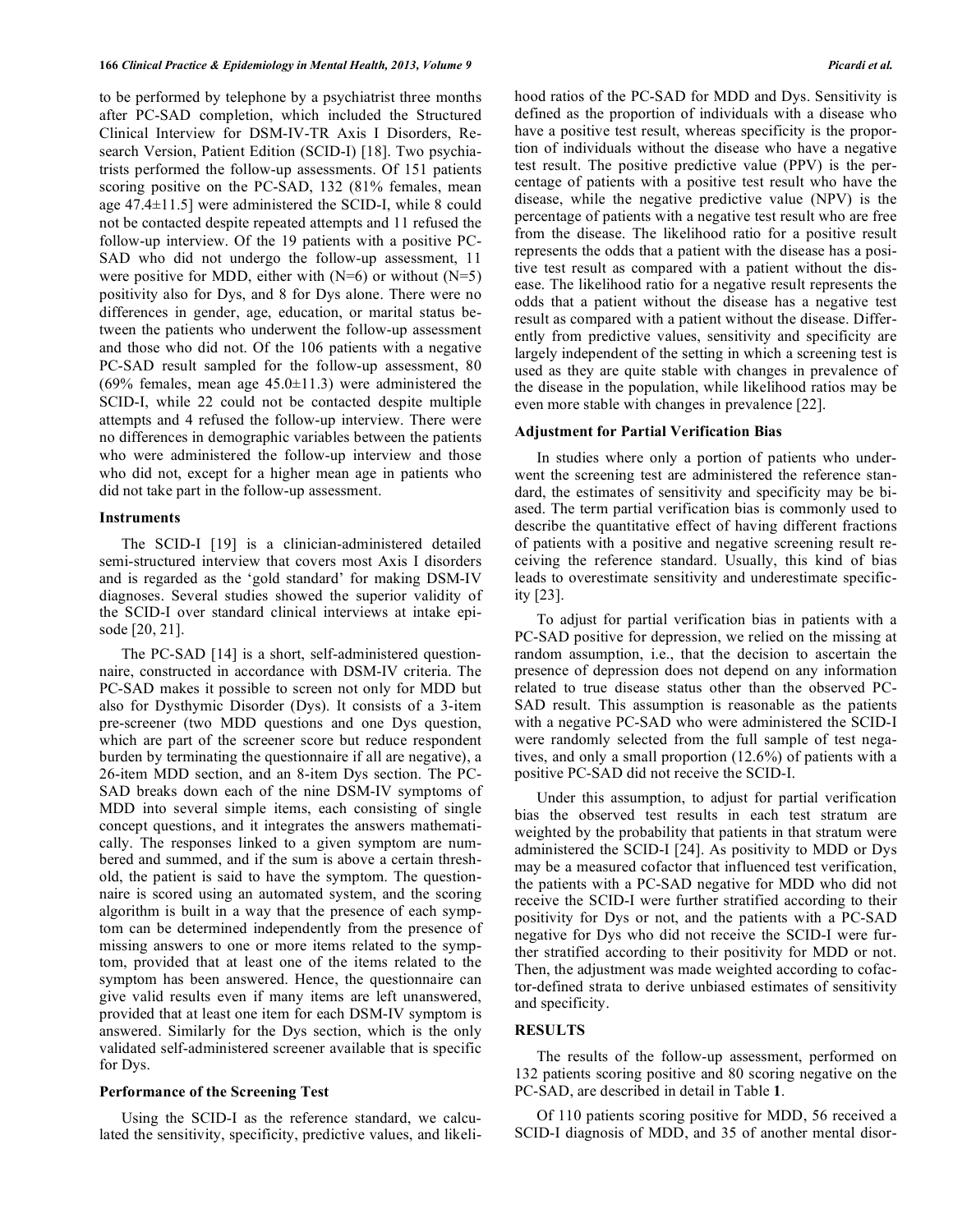to be performed by telephone by a psychiatrist three months after PC-SAD completion, which included the Structured Clinical Interview for DSM-IV-TR Axis I Disorders, Research Version, Patient Edition (SCID-I) [18]. Two psychiatrists performed the follow-up assessments. Of 151 patients scoring positive on the PC-SAD, 132 (81% females, mean age 47.4±11.5] were administered the SCID-I, while 8 could not be contacted despite repeated attempts and 11 refused the follow-up interview. Of the 19 patients with a positive PC-SAD who did not undergo the follow-up assessment, 11 were positive for MDD, either with (N=6) or without (N=5) positivity also for Dys, and 8 for Dys alone. There were no differences in gender, age, education, or marital status between the patients who underwent the follow-up assessment and those who did not. Of the 106 patients with a negative PC-SAD result sampled for the follow-up assessment, 80 (69% females, mean age 45.0±11.3) were administered the SCID-I, while 22 could not be contacted despite multiple attempts and 4 refused the follow-up interview. There were no differences in demographic variables between the patients who were administered the follow-up interview and those who did not, except for a higher mean age in patients who did not take part in the follow-up assessment.

### Instruments

The SCID-I [19] is a clinician-administered detailed semi-structured interview that covers most Axis I disorders and is regarded as the 'gold standard' for making DSM-IV diagnoses. Several studies showed the superior validity of the SCID-I over standard clinical interviews at intake episode [20, 21].

The PC-SAD [14] is a short, self-administered questionnaire, constructed in accordance with DSM-IV criteria. The PC-SAD makes it possible to screen not only for MDD but also for Dysthymic Disorder (Dys). It consists of a 3-item pre-screener (two MDD questions and one Dys question, which are part of the screener score but reduce respondent burden by terminating the questionnaire if all are negative), a 26-item MDD section, and an 8-item Dys section. The PC-SAD breaks down each of the nine DSM-IV symptoms of MDD into several simple items, each consisting of single concept questions, and it integrates the answers mathematically. The responses linked to a given symptom are numbered and summed, and if the sum is above a certain threshold, the patient is said to have the symptom. The questionnaire is scored using an automated system, and the scoring algorithm is built in a way that the presence of each symptom can be determined independently from the presence of missing answers to one or more items related to the symptom, provided that at least one of the items related to the symptom has been answered. Hence, the questionnaire can give valid results even if many items are left unanswered, provided that at least one item for each DSM-IV symptom is answered. Similarly for the Dys section, which is the only validated self-administered screener available that is specific for Dys.

### Performance of the Screening Test

Using the SCID-I as the reference standard, we calculated the sensitivity, specificity, predictive values, and likelihood ratios of the PC-SAD for MDD and Dys. Sensitivity is defined as the proportion of individuals with a disease who have a positive test result, whereas specificity is the proportion of individuals without the disease who have a negative test result. The positive predictive value (PPV) is the percentage of patients with a positive test result who have the disease, while the negative predictive value (NPV) is the percentage of patients with a negative test result who are free from the disease. The likelihood ratio for a positive result represents the odds that a patient with the disease has a positive test result as compared with a patient without the disease. The likelihood ratio for a negative result represents the odds that a patient without the disease has a negative test result as compared with a patient without the disease. Differently from predictive values, sensitivity and specificity are largely independent of the setting in which a screening test is used as they are quite stable with changes in prevalence of the disease in the population, while likelihood ratios may be even more stable with changes in prevalence [22].

### Adjustment for Partial Verification Bias

In studies where only a portion of patients who underwent the screening test are administered the reference standard, the estimates of sensitivity and specificity may be biased. The term partial verification bias is commonly used to describe the quantitative effect of having different fractions of patients with a positive and negative screening result receiving the reference standard. Usually, this kind of bias leads to overestimate sensitivity and underestimate specificity [23].

To adjust for partial verification bias in patients with a PC-SAD positive for depression, we relied on the missing at random assumption, i.e., that the decision to ascertain the presence of depression does not depend on any information related to true disease status other than the observed PC-SAD result. This assumption is reasonable as the patients with a negative PC-SAD who were administered the SCID-I were randomly selected from the full sample of test negatives, and only a small proportion (12.6%) of patients with a positive PC-SAD did not receive the SCID-I.

Under this assumption, to adjust for partial verification bias the observed test results in each test stratum are weighted by the probability that patients in that stratum were administered the SCID-I [24]. As positivity to MDD or Dys may be a measured cofactor that influenced test verification, the patients with a PC-SAD negative for MDD who did not receive the SCID-I were further stratified according to their positivity for Dys or not, and the patients with a PC-SAD negative for Dys who did not receive the SCID-I were further stratified according to their positivity for MDD or not. Then, the adjustment was made weighted according to cofactor-defined strata to derive unbiased estimates of sensitivity and specificity.

## RESULTS

The results of the follow-up assessment, performed on 132 patients scoring positive and 80 scoring negative on the PC-SAD, are described in detail in Table **1**.

Of 110 patients scoring positive for MDD, 56 received a SCID-I diagnosis of MDD, and 35 of another mental disor-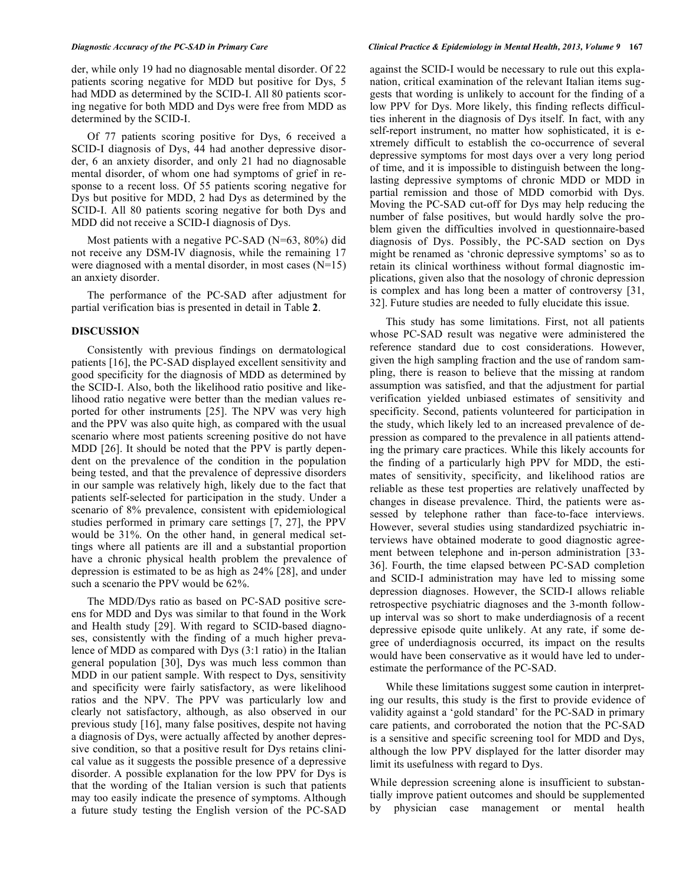der, while only 19 had no diagnosable mental disorder. Of 22 patients scoring negative for MDD but positive for Dys, 5 had MDD as determined by the SCID-I. All 80 patients scoring negative for both MDD and Dys were free from MDD as determined by the SCID-I.

Of 77 patients scoring positive for Dys, 6 received a SCID-I diagnosis of Dys, 44 had another depressive disorder, 6 an anxiety disorder, and only 21 had no diagnosable mental disorder, of whom one had symptoms of grief in response to a recent loss. Of 55 patients scoring negative for Dys but positive for MDD, 2 had Dys as determined by the SCID-I. All 80 patients scoring negative for both Dys and MDD did not receive a SCID-I diagnosis of Dys.

Most patients with a negative PC-SAD (N=63, 80%) did not receive any DSM-IV diagnosis, while the remaining 17 were diagnosed with a mental disorder, in most cases (N=15) an anxiety disorder.

The performance of the PC-SAD after adjustment for partial verification bias is presented in detail in Table **2**.

## DISCUSSION

Consistently with previous findings on dermatological patients [16], the PC-SAD displayed excellent sensitivity and good specificity for the diagnosis of MDD as determined by the SCID-I. Also, both the likelihood ratio positive and likelihood ratio negative were better than the median values reported for other instruments [25]. The NPV was very high and the PPV was also quite high, as compared with the usual scenario where most patients screening positive do not have MDD [26]. It should be noted that the PPV is partly dependent on the prevalence of the condition in the population being tested, and that the prevalence of depressive disorders in our sample was relatively high, likely due to the fact that patients self-selected for participation in the study. Under a scenario of 8% prevalence, consistent with epidemiological studies performed in primary care settings [7, 27], the PPV would be 31%. On the other hand, in general medical settings where all patients are ill and a substantial proportion have a chronic physical health problem the prevalence of depression is estimated to be as high as 24% [28], and under such a scenario the PPV would be 62%.

The MDD/Dys ratio as based on PC-SAD positive screens for MDD and Dys was similar to that found in the Work and Health study [29]. With regard to SCID-based diagnoses, consistently with the finding of a much higher prevalence of MDD as compared with Dys (3:1 ratio) in the Italian general population [30], Dys was much less common than MDD in our patient sample. With respect to Dys, sensitivity and specificity were fairly satisfactory, as were likelihood ratios and the NPV. The PPV was particularly low and clearly not satisfactory, although, as also observed in our previous study [16], many false positives, despite not having a diagnosis of Dys, were actually affected by another depressive condition, so that a positive result for Dys retains clinical value as it suggests the possible presence of a depressive disorder. A possible explanation for the low PPV for Dys is that the wording of the Italian version is such that patients may too easily indicate the presence of symptoms. Although a future study testing the English version of the PC-SAD against the SCID-I would be necessary to rule out this explanation, critical examination of the relevant Italian items suggests that wording is unlikely to account for the finding of a low PPV for Dys. More likely, this finding reflects difficulties inherent in the diagnosis of Dys itself. In fact, with any self-report instrument, no matter how sophisticated, it is extremely difficult to establish the co-occurrence of several depressive symptoms for most days over a very long period of time, and it is impossible to distinguish between the long-lasting depressive symptoms of chronic MDD or MDD in partial remission and those of MDD comorbid with Dys. Moving the PC-SAD cut-off for Dys may help reducing the number of false positives, but would hardly solve the problem given the difficulties involved in questionnaire-based diagnosis of Dys. Possibly, the PC-SAD section on Dys might be renamed as 'chronic depressive symptoms' so as to retain its clinical worthiness without formal diagnostic implications, given also that the nosology of chronic depression is complex and has long been a matter of controversy [31, 32]. Future studies are needed to fully elucidate this issue.

This study has some limitations. First, not all patients whose PC-SAD result was negative were administered the reference standard due to cost considerations. However, given the high sampling fraction and the use of random sampling, there is reason to believe that the missing at random assumption was satisfied, and that the adjustment for partial verification yielded unbiased estimates of sensitivity and specificity. Second, patients volunteered for participation in the study, which likely led to an increased prevalence of depression as compared to the prevalence in all patients attending the primary care practices. While this likely accounts for the finding of a particularly high PPV for MDD, the estimates of sensitivity, specificity, and likelihood ratios are reliable as these test properties are relatively unaffected by changes in disease prevalence. Third, the patients were assessed by telephone rather than face-to-face interviews. However, several studies using standardized psychiatric interviews have obtained moderate to good diagnostic agreement between telephone and in-person administration [33-36]. Fourth, the time elapsed between PC-SAD completion and SCID-I administration may have led to missing some depression diagnoses. However, the SCID-I allows reliable retrospective psychiatric diagnoses and the 3-month follow-up interval was so short to make underdiagnosis of a recent depressive episode quite unlikely. At any rate, if some degree of underdiagnosis occurred, its impact on the results would have been conservative as it would have led to underestimate the performance of the PC-SAD.

While these limitations suggest some caution in interpreting our results, this study is the first to provide evidence of validity against a 'gold standard' for the PC-SAD in primary care patients, and corroborated the notion that the PC-SAD is a sensitive and specific screening tool for MDD and Dys, although the low PPV displayed for the latter disorder may limit its usefulness with regard to Dys.

While depression screening alone is insufficient to substantially improve patient outcomes and should be supplemented by physician case management or mental health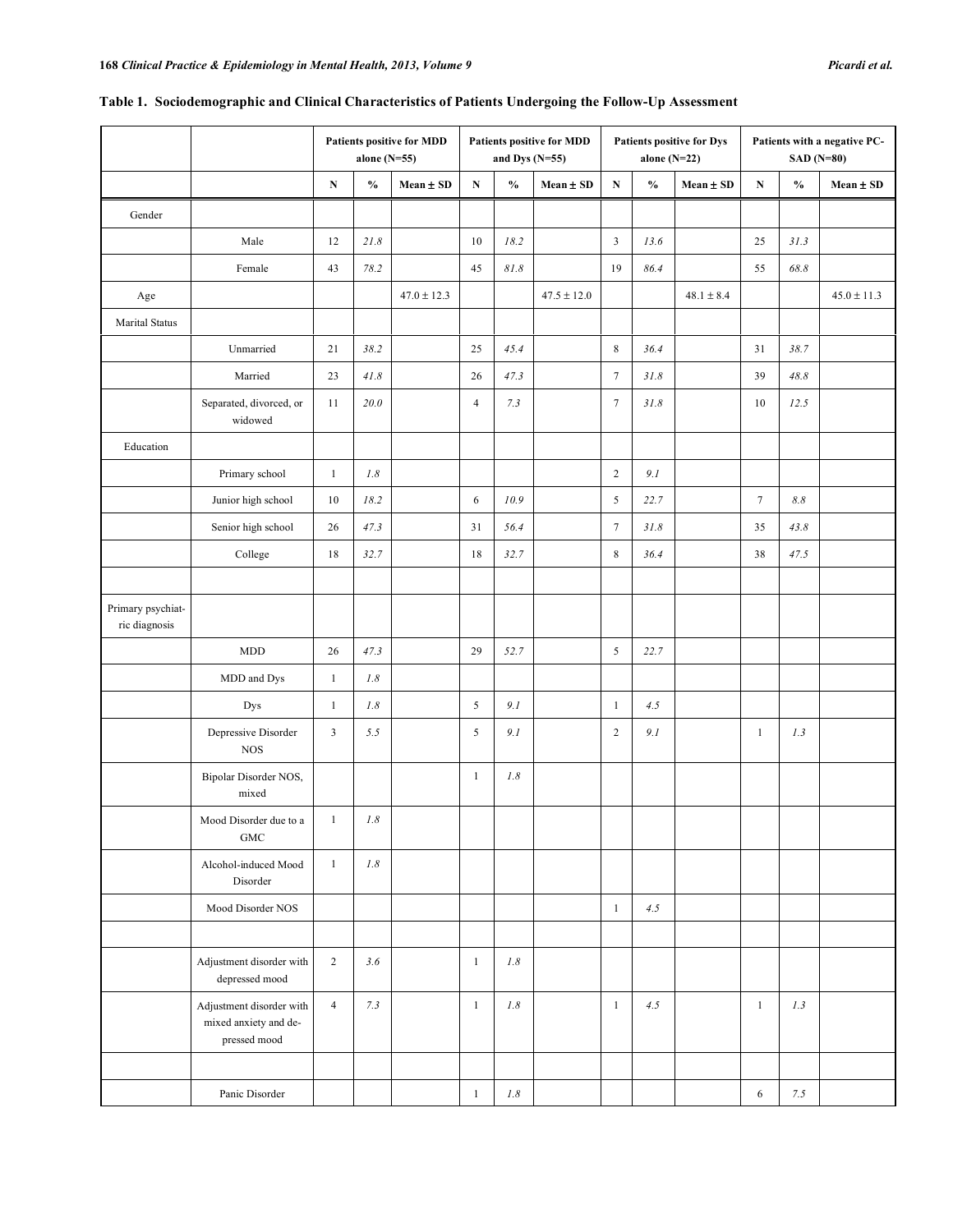**Table 1. Sociodemographic and Clinical Characteristics of Patients Undergoing the Follow-Up Assessment**

| | | Patients positive for MDD alone (N=55) | | | Patients positive for MDD and Dys (N=55) | | | Patients positive for Dys alone (N=22) | | | Patients with a negative PC-SAD (N=80) | | |
|---|---|---|---|---|---|---|---|---|---|---|---|---|---|
| | | N | % | Mean ± SD | N | % | Mean ± SD | N | % | Mean ± SD | N | % | Mean ± SD |
| Gender | | | | | | | | | | | | | |
| | Male | 12 | *21.8* | | 10 | *18.2* | | 3 | *13.6* | | 25 | *31.3* | |
| | Female | 43 | *78.2* | | 45 | *81.8* | | 19 | *86.4* | | 55 | *68.8* | |
| Age | | | | 47.0 ± 12.3 | | | 47.5 ± 12.0 | | | 48.1 ± 8.4 | | | 45.0 ± 11.3 |
| Marital Status | | | | | | | | | | | | | |
| | Unmarried | 21 | *38.2* | | 25 | *45.4* | | 8 | *36.4* | | 31 | *38.7* | |
| | Married | 23 | *41.8* | | 26 | *47.3* | | 7 | *31.8* | | 39 | *48.8* | |
| | Separated, divorced, or widowed | 11 | *20.0* | | 4 | *7.3* | | 7 | *31.8* | | 10 | *12.5* | |
| Education | | | | | | | | | | | | | |
| | Primary school | 1 | *1.8* | | | | | 2 | *9.1* | | | | |
| | Junior high school | 10 | *18.2* | | 6 | *10.9* | | 5 | *22.7* | | 7 | *8.8* | |
| | Senior high school | 26 | *47.3* | | 31 | *56.4* | | 7 | *31.8* | | 35 | *43.8* | |
| | College | 18 | *32.7* | | 18 | *32.7* | | 8 | *36.4* | | 38 | *47.5* | |
| | | | | | | | | | | | | | |
| Primary psychiatric diagnosis | | | | | | | | | | | | | |
| | MDD | 26 | *47.3* | | 29 | *52.7* | | 5 | *22.7* | | | | |
| | MDD and Dys | 1 | *1.8* | | | | | | | | | | |
| | Dys | 1 | *1.8* | | 5 | *9.1* | | 1 | *4.5* | | | | |
| | Depressive Disorder NOS | 3 | *5.5* | | 5 | *9.1* | | 2 | *9.1* | | 1 | *1.3* | |
| | Bipolar Disorder NOS, mixed | | | | 1 | *1.8* | | | | | | | |
| | Mood Disorder due to a GMC | 1 | *1.8* | | | | | | | | | | |
| | Alcohol-induced Mood Disorder | 1 | *1.8* | | | | | | | | | | |
| | Mood Disorder NOS | | | | | | | 1 | *4.5* | | | | |
| | | | | | | | | | | | | | |
| | Adjustment disorder with depressed mood | 2 | *3.6* | | 1 | *1.8* | | | | | | | |
| | Adjustment disorder with mixed anxiety and depressed mood | 4 | *7.3* | | 1 | *1.8* | | 1 | *4.5* | | 1 | *1.3* | |
| | | | | | | | | | | | | | |
| | Panic Disorder | | | | 1 | *1.8* | | | | | 6 | *7.5* | |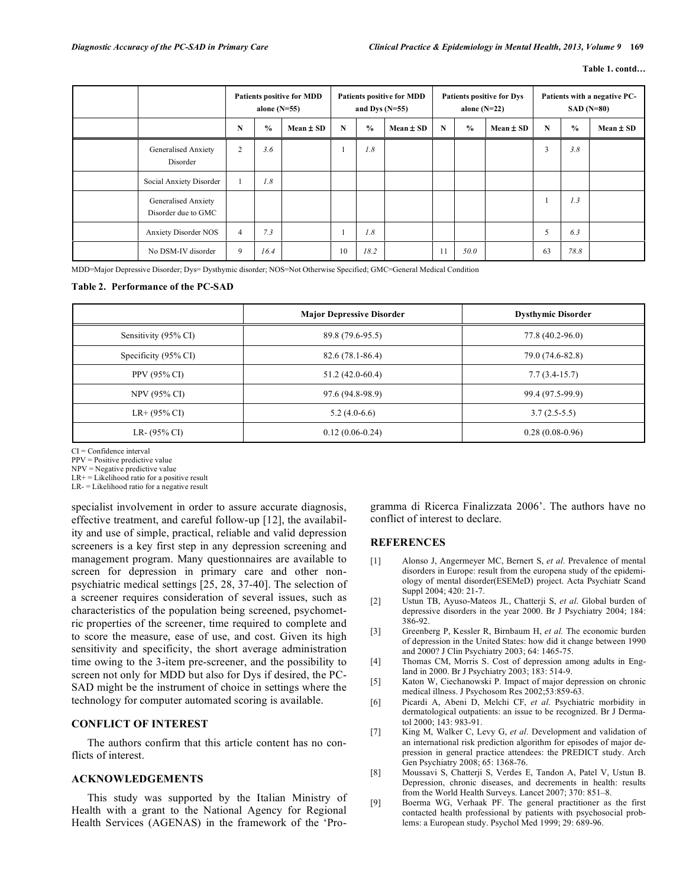**Table 1. contd…**

| | | Patients positive for MDD alone (N=55) | | | Patients positive for MDD and Dys (N=55) | | | Patients positive for Dys alone (N=22) | | | Patients with a negative PC-SAD (N=80) | | |
|---|---|---|---|---|---|---|---|---|---|---|---|---|---|
| | | N | % | Mean ± SD | N | % | Mean ± SD | N | % | Mean ± SD | N | % | Mean ± SD |
| | Generalised Anxiety Disorder | 2 | *3.6* | | 1 | *1.8* | | | | | 3 | *3.8* | |
| | Social Anxiety Disorder | 1 | *1.8* | | | | | | | | | | |
| | Generalised Anxiety Disorder due to GMC | | | | | | | | | | 1 | *1.3* | |
| | Anxiety Disorder NOS | 4 | *7.3* | | 1 | *1.8* | | | | | 5 | *6.3* | |
| | No DSM-IV disorder | 9 | *16.4* | | 10 | *18.2* | | 11 | *50.0* | | 63 | *78.8* | |

MDD=Major Depressive Disorder; Dys= Dysthymic disorder; NOS=Not Otherwise Specified; GMC=General Medical Condition

**Table 2. Performance of the PC-SAD**

| | Major Depressive Disorder | Dysthymic Disorder |
|---|---|---|
| Sensitivity (95% CI) | 89.8 (79.6-95.5) | 77.8 (40.2-96.0) |
| Specificity (95% CI) | 82.6 (78.1-86.4) | 79.0 (74.6-82.8) |
| PPV (95% CI) | 51.2 (42.0-60.4) | 7.7 (3.4-15.7) |
| NPV (95% CI) | 97.6 (94.8-98.9) | 99.4 (97.5-99.9) |
| LR+ (95% CI) | 5.2 (4.0-6.6) | 3.7 (2.5-5.5) |
| LR- (95% CI) | 0.12 (0.06-0.24) | 0.28 (0.08-0.96) |

CI = Confidence interval
PPV = Positive predictive value
NPV = Negative predictive value
LR+ = Likelihood ratio for a positive result
LR- = Likelihood ratio for a negative result

specialist involvement in order to assure accurate diagnosis, effective treatment, and careful follow-up [12], the availability and use of simple, practical, reliable and valid depression screeners is a key first step in any depression screening and management program. Many questionnaires are available to screen for depression in primary care and other non-psychiatric medical settings [25, 28, 37-40]. The selection of a screener requires consideration of several issues, such as characteristics of the population being screened, psychometric properties of the screener, time required to complete and to score the measure, ease of use, and cost. Given its high sensitivity and specificity, the short average administration time owing to the 3-item pre-screener, and the possibility to screen not only for MDD but also for Dys if desired, the PC-SAD might be the instrument of choice in settings where the technology for computer automated scoring is available.

## CONFLICT OF INTEREST

The authors confirm that this article content has no conflicts of interest.

## ACKNOWLEDGEMENTS

This study was supported by the Italian Ministry of Health with a grant to the National Agency for Regional Health Services (AGENAS) in the framework of the 'Programma di Ricerca Finalizzata 2006'. The authors have no conflict of interest to declare.

## REFERENCES

[1] Alonso J, Angermeyer MC, Bernert S, *et al.* Prevalence of mental disorders in Europe: result from the europena study of the epidemiology of mental disorder(ESEMeD) project. Acta Psychiatr Scand Suppl 2004; 420: 21-7.

[2] Ustun TB, Ayuso-Mateos JL, Chatterji S, *et al*. Global burden of depressive disorders in the year 2000. Br J Psychiatry 2004; 184: 386-92.

[3] Greenberg P, Kessler R, Birnbaum H, *et al.* The economic burden of depression in the United States: how did it change between 1990 and 2000? J Clin Psychiatry 2003; 64: 1465-75.

[4] Thomas CM, Morris S. Cost of depression among adults in England in 2000. Br J Psychiatry 2003; 183: 514-9.

[5] Katon W, Ciechanowski P. Impact of major depression on chronic medical illness. J Psychosom Res 2002;53:859-63.

[6] Picardi A, Abeni D, Melchi CF, *et al*. Psychiatric morbidity in dermatological outpatients: an issue to be recognized. Br J Dermatol 2000; 143: 983-91.

[7] King M, Walker C, Levy G, *et al*. Development and validation of an international risk prediction algorithm for episodes of major depression in general practice attendees: the PREDICT study. Arch Gen Psychiatry 2008; 65: 1368-76.

[8] Moussavi S, Chatterji S, Verdes E, Tandon A, Patel V, Ustun B. Depression, chronic diseases, and decrements in health: results from the World Health Surveys. Lancet 2007; 370: 851–8.

[9] Boerma WG, Verhaak PF. The general practitioner as the first contacted health professional by patients with psychosocial problems: a European study. Psychol Med 1999; 29: 689-96.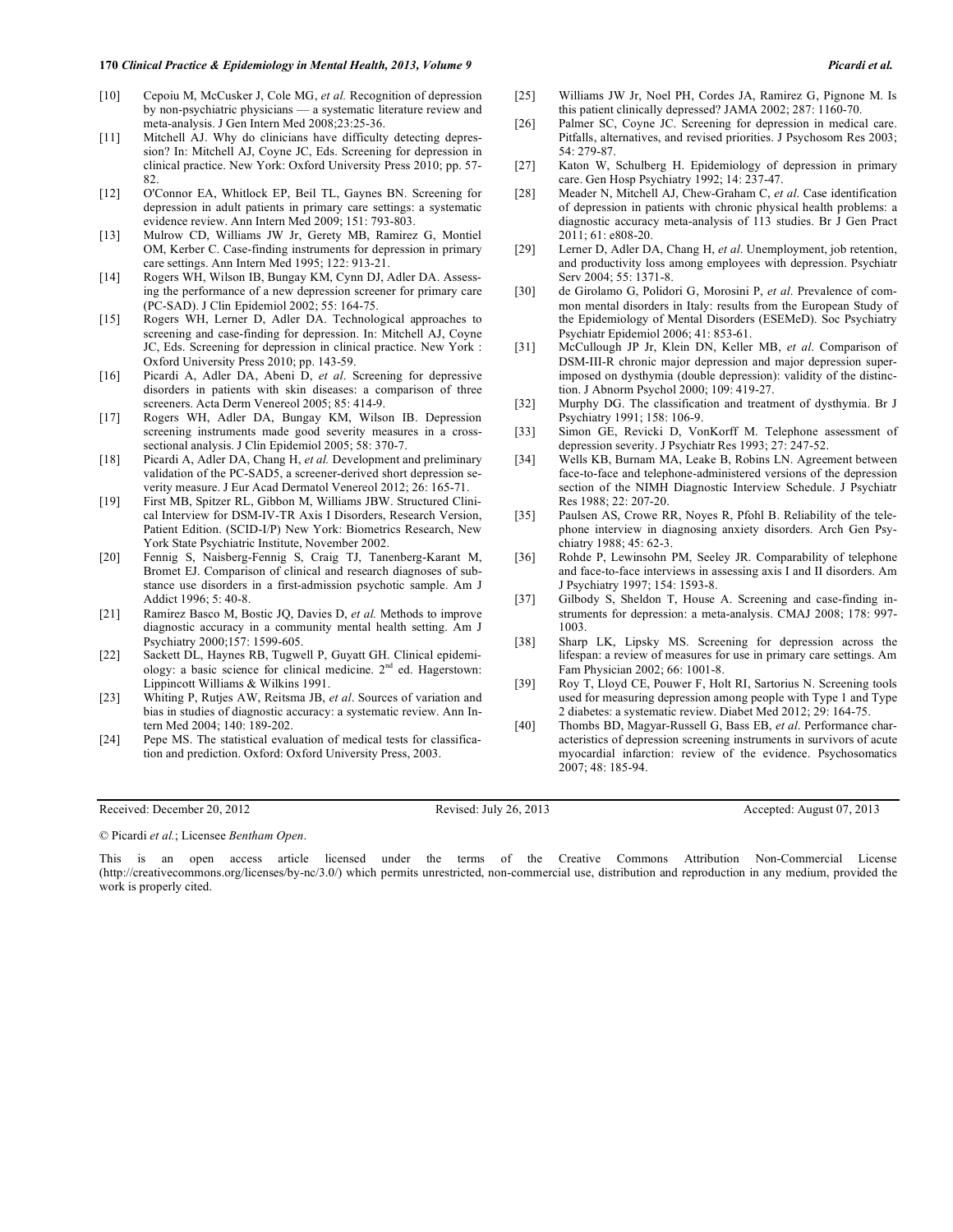[10] Cepoiu M, McCusker J, Cole MG, *et al.* Recognition of depression by non-psychiatric physicians — a systematic literature review and meta-analysis. J Gen Intern Med 2008;23:25-36.

[11] Mitchell AJ. Why do clinicians have difficulty detecting depression? In: Mitchell AJ, Coyne JC, Eds. Screening for depression in clinical practice. New York: Oxford University Press 2010; pp. 57-82.

[12] O'Connor EA, Whitlock EP, Beil TL, Gaynes BN. Screening for depression in adult patients in primary care settings: a systematic evidence review. Ann Intern Med 2009; 151: 793-803.

[13] Mulrow CD, Williams JW Jr, Gerety MB, Ramirez G, Montiel OM, Kerber C. Case-finding instruments for depression in primary care settings. Ann Intern Med 1995; 122: 913-21.

[14] Rogers WH, Wilson IB, Bungay KM, Cynn DJ, Adler DA. Assessing the performance of a new depression screener for primary care (PC-SAD). J Clin Epidemiol 2002; 55: 164-75.

[15] Rogers WH, Lerner D, Adler DA. Technological approaches to screening and case-finding for depression. In: Mitchell AJ, Coyne JC, Eds. Screening for depression in clinical practice. New York : Oxford University Press 2010; pp. 143-59.

[16] Picardi A, Adler DA, Abeni D, *et al*. Screening for depressive disorders in patients with skin diseases: a comparison of three screeners. Acta Derm Venereol 2005; 85: 414-9.

[17] Rogers WH, Adler DA, Bungay KM, Wilson IB. Depression screening instruments made good severity measures in a cross-sectional analysis. J Clin Epidemiol 2005; 58: 370-7.

[18] Picardi A, Adler DA, Chang H, *et al.* Development and preliminary validation of the PC-SAD5, a screener-derived short depression severity measure. J Eur Acad Dermatol Venereol 2012; 26: 165-71.

[19] First MB, Spitzer RL, Gibbon M, Williams JBW. Structured Clinical Interview for DSM-IV-TR Axis I Disorders, Research Version, Patient Edition. (SCID-I/P) New York: Biometrics Research, New York State Psychiatric Institute, November 2002.

[20] Fennig S, Naisberg-Fennig S, Craig TJ, Tanenberg-Karant M, Bromet EJ. Comparison of clinical and research diagnoses of substance use disorders in a first-admission psychotic sample. Am J Addict 1996; 5: 40-8.

[21] Ramirez Basco M, Bostic JQ, Davies D, *et al.* Methods to improve diagnostic accuracy in a community mental health setting. Am J Psychiatry 2000;157: 1599-605.

[22] Sackett DL, Haynes RB, Tugwell P, Guyatt GH. Clinical epidemiology: a basic science for clinical medicine. 2nd ed. Hagerstown: Lippincott Williams & Wilkins 1991.

[23] Whiting P, Rutjes AW, Reitsma JB, *et al*. Sources of variation and bias in studies of diagnostic accuracy: a systematic review. Ann Intern Med 2004; 140: 189-202.

[24] Pepe MS. The statistical evaluation of medical tests for classification and prediction. Oxford: Oxford University Press, 2003.

[25] Williams JW Jr, Noel PH, Cordes JA, Ramirez G, Pignone M. Is this patient clinically depressed? JAMA 2002; 287: 1160-70.

[26] Palmer SC, Coyne JC. Screening for depression in medical care. Pitfalls, alternatives, and revised priorities. J Psychosom Res 2003; 54: 279-87.

[27] Katon W, Schulberg H. Epidemiology of depression in primary care. Gen Hosp Psychiatry 1992; 14: 237-47.

[28] Meader N, Mitchell AJ, Chew-Graham C, *et al*. Case identification of depression in patients with chronic physical health problems: a diagnostic accuracy meta-analysis of 113 studies. Br J Gen Pract 2011; 61: e808-20.

[29] Lerner D, Adler DA, Chang H, *et al*. Unemployment, job retention, and productivity loss among employees with depression. Psychiatr Serv 2004; 55: 1371-8.

[30] de Girolamo G, Polidori G, Morosini P, *et al*. Prevalence of common mental disorders in Italy: results from the European Study of the Epidemiology of Mental Disorders (ESEMeD). Soc Psychiatry Psychiatr Epidemiol 2006; 41: 853-61.

[31] McCullough JP Jr, Klein DN, Keller MB, *et al*. Comparison of DSM-III-R chronic major depression and major depression superimposed on dysthymia (double depression): validity of the distinction. J Abnorm Psychol 2000; 109: 419-27.

[32] Murphy DG. The classification and treatment of dysthymia. Br J Psychiatry 1991; 158: 106-9.

[33] Simon GE, Revicki D, VonKorff M. Telephone assessment of depression severity. J Psychiatr Res 1993; 27: 247-52.

[34] Wells KB, Burnam MA, Leake B, Robins LN. Agreement between face-to-face and telephone-administered versions of the depression section of the NIMH Diagnostic Interview Schedule. J Psychiatr Res 1988; 22: 207-20.

[35] Paulsen AS, Crowe RR, Noyes R, Pfohl B. Reliability of the telephone interview in diagnosing anxiety disorders. Arch Gen Psychiatry 1988; 45: 62-3.

[36] Rohde P, Lewinsohn PM, Seeley JR. Comparability of telephone and face-to-face interviews in assessing axis I and II disorders. Am J Psychiatry 1997; 154: 1593-8.

[37] Gilbody S, Sheldon T, House A. Screening and case-finding instruments for depression: a meta-analysis. CMAJ 2008; 178: 997-1003.

[38] Sharp LK, Lipsky MS. Screening for depression across the lifespan: a review of measures for use in primary care settings. Am Fam Physician 2002; 66: 1001-8.

[39] Roy T, Lloyd CE, Pouwer F, Holt RI, Sartorius N. Screening tools used for measuring depression among people with Type 1 and Type 2 diabetes: a systematic review. Diabet Med 2012; 29: 164-75.

[40] Thombs BD, Magyar-Russell G, Bass EB, *et al*. Performance characteristics of depression screening instruments in survivors of acute myocardial infarction: review of the evidence. Psychosomatics 2007; 48: 185-94.

Received: December 20, 2012 Revised: July 26, 2013 Accepted: August 07, 2013

© Picardi *et al.*; Licensee *Bentham Open*.

This is an open access article licensed under the terms of the Creative Commons Attribution Non-Commercial License (http://creativecommons.org/licenses/by-nc/3.0/) which permits unrestricted, non-commercial use, distribution and reproduction in any medium, provided the work is properly cited.